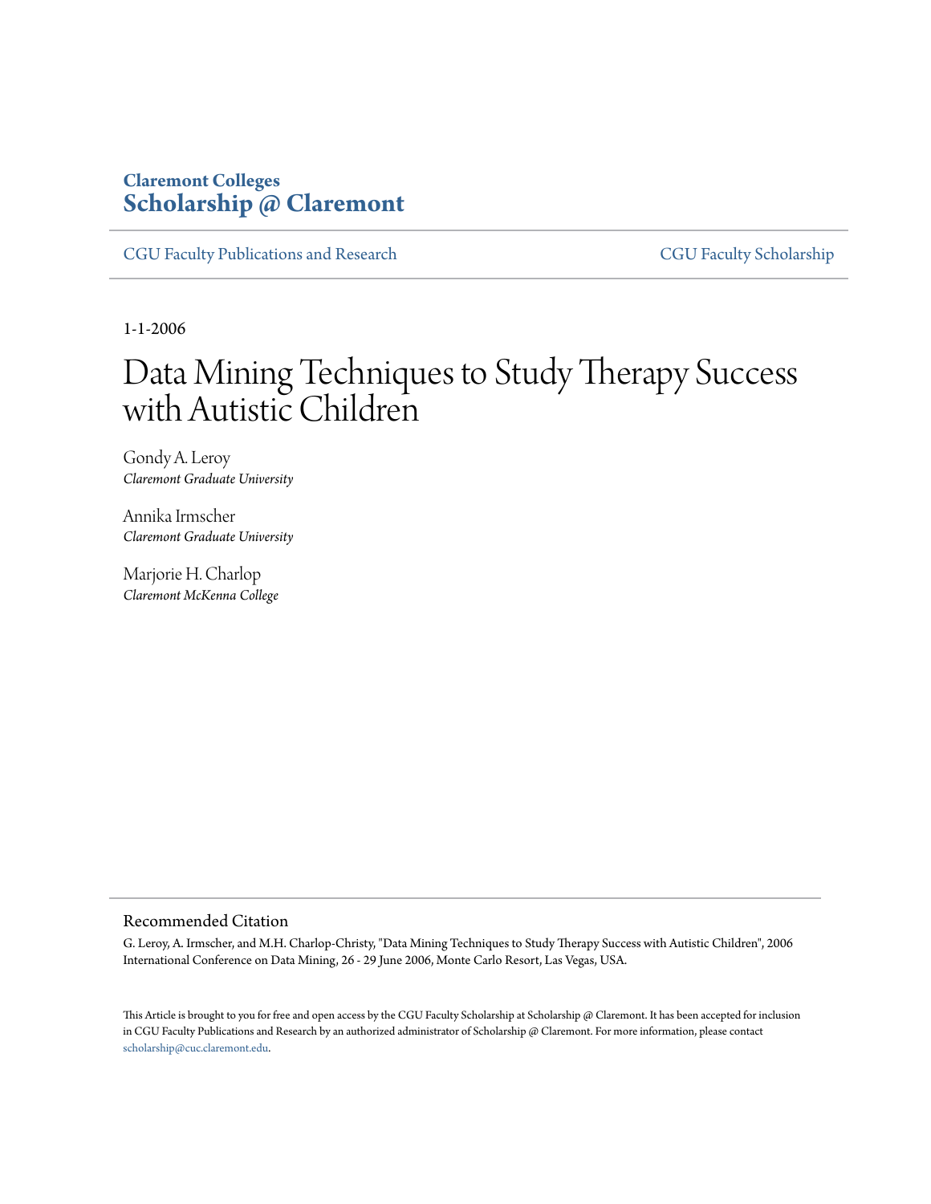Claremont Colleges
**Scholarship @ Claremont**

CGU Faculty Publications and Research | CGU Faculty Scholarship

1-1-2006

# Data Mining Techniques to Study Therapy Success with Autistic Children

Gondy A. Leroy
*Claremont Graduate University*

Annika Irmscher
*Claremont Graduate University*

Marjorie H. Charlop
*Claremont McKenna College*

## Recommended Citation

G. Leroy, A. Irmscher, and M.H. Charlop-Christy, "Data Mining Techniques to Study Therapy Success with Autistic Children", 2006 International Conference on Data Mining, 26 - 29 June 2006, Monte Carlo Resort, Las Vegas, USA.

This Article is brought to you for free and open access by the CGU Faculty Scholarship at Scholarship @ Claremont. It has been accepted for inclusion in CGU Faculty Publications and Research by an authorized administrator of Scholarship @ Claremont. For more information, please contact scholarship@cuc.claremont.edu.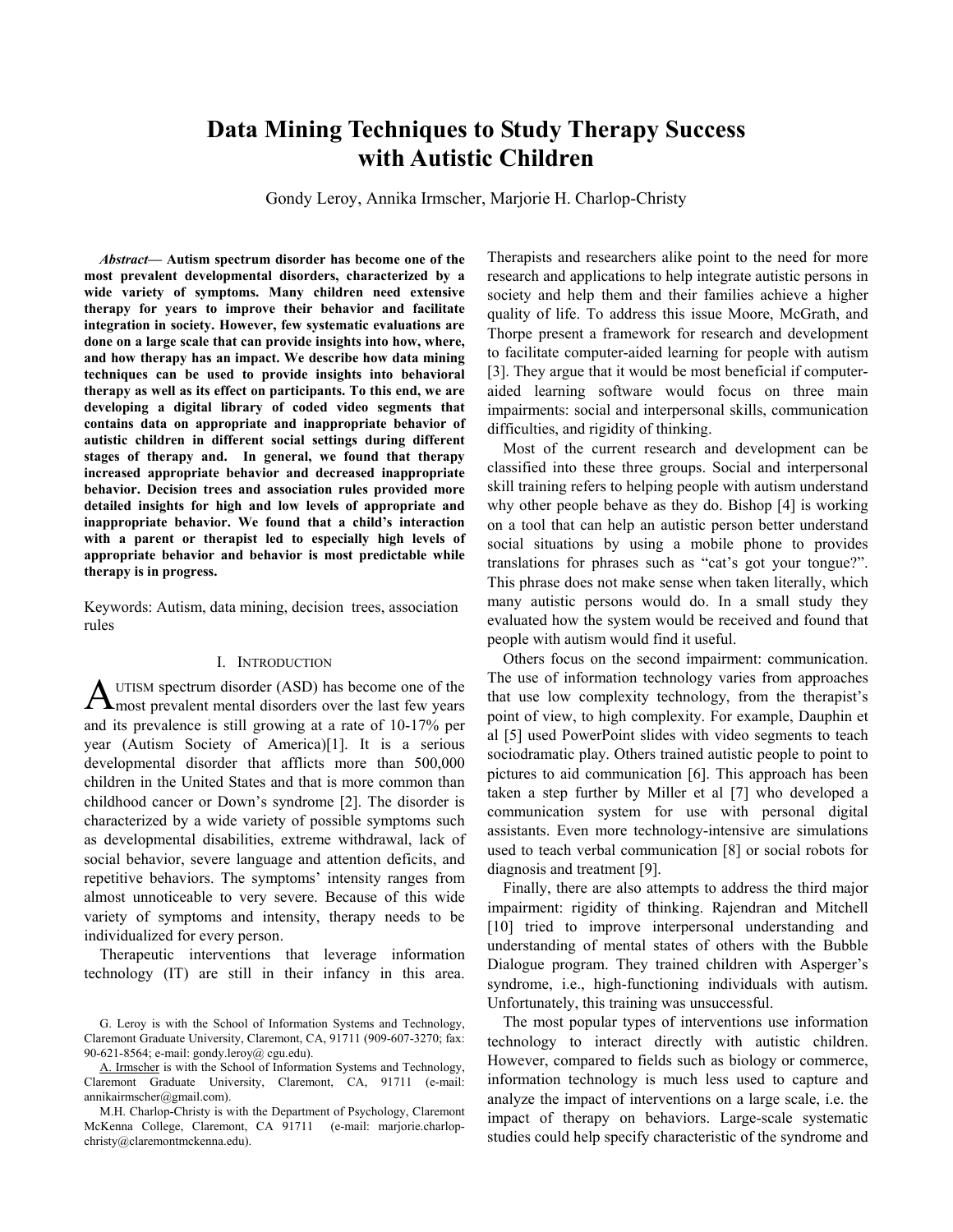# Data Mining Techniques to Study Therapy Success with Autistic Children

Gondy Leroy, Annika Irmscher, Marjorie H. Charlop-Christy

***Abstract*— Autism spectrum disorder has become one of the most prevalent developmental disorders, characterized by a wide variety of symptoms. Many children need extensive therapy for years to improve their behavior and facilitate integration in society. However, few systematic evaluations are done on a large scale that can provide insights into how, where, and how therapy has an impact. We describe how data mining techniques can be used to provide insights into behavioral therapy as well as its effect on participants. To this end, we are developing a digital library of coded video segments that contains data on appropriate and inappropriate behavior of autistic children in different social settings during different stages of therapy and. In general, we found that therapy increased appropriate behavior and decreased inappropriate behavior. Decision trees and association rules provided more detailed insights for high and low levels of appropriate and inappropriate behavior. We found that a child's interaction with a parent or therapist led to especially high levels of appropriate behavior and behavior is most predictable while therapy is in progress.**

Keywords: Autism, data mining, decision trees, association rules

## I. Introduction

Autism spectrum disorder (ASD) has become one of the most prevalent mental disorders over the last few years and its prevalence is still growing at a rate of 10-17% per year (Autism Society of America)[1]. It is a serious developmental disorder that afflicts more than 500,000 children in the United States and that is more common than childhood cancer or Down's syndrome [2]. The disorder is characterized by a wide variety of possible symptoms such as developmental disabilities, extreme withdrawal, lack of social behavior, severe language and attention deficits, and repetitive behaviors. The symptoms' intensity ranges from almost unnoticeable to very severe. Because of this wide variety of symptoms and intensity, therapy needs to be individualized for every person.

Therapeutic interventions that leverage information technology (IT) are still in their infancy in this area. Therapists and researchers alike point to the need for more research and applications to help integrate autistic persons in society and help them and their families achieve a higher quality of life. To address this issue Moore, McGrath, and Thorpe present a framework for research and development to facilitate computer-aided learning for people with autism [3]. They argue that it would be most beneficial if computer-aided learning software would focus on three main impairments: social and interpersonal skills, communication difficulties, and rigidity of thinking.

Most of the current research and development can be classified into these three groups. Social and interpersonal skill training refers to helping people with autism understand why other people behave as they do. Bishop [4] is working on a tool that can help an autistic person better understand social situations by using a mobile phone to provides translations for phrases such as "cat's got your tongue?". This phrase does not make sense when taken literally, which many autistic persons would do. In a small study they evaluated how the system would be received and found that people with autism would find it useful.

Others focus on the second impairment: communication. The use of information technology varies from approaches that use low complexity technology, from the therapist's point of view, to high complexity. For example, Dauphin et al [5] used PowerPoint slides with video segments to teach sociodramatic play. Others trained autistic people to point to pictures to aid communication [6]. This approach has been taken a step further by Miller et al [7] who developed a communication system for use with personal digital assistants. Even more technology-intensive are simulations used to teach verbal communication [8] or social robots for diagnosis and treatment [9].

Finally, there are also attempts to address the third major impairment: rigidity of thinking. Rajendran and Mitchell [10] tried to improve interpersonal understanding and understanding of mental states of others with the Bubble Dialogue program. They trained children with Asperger's syndrome, i.e., high-functioning individuals with autism. Unfortunately, this training was unsuccessful.

The most popular types of interventions use information technology to interact directly with autistic children. However, compared to fields such as biology or commerce, information technology is much less used to capture and analyze the impact of interventions on a large scale, i.e. the impact of therapy on behaviors. Large-scale systematic studies could help specify characteristic of the syndrome and

G. Leroy is with the School of Information Systems and Technology, Claremont Graduate University, Claremont, CA, 91711 (909-607-3270; fax: 90-621-8564; e-mail: gondy.leroy@ cgu.edu).

A. Irmscher is with the School of Information Systems and Technology, Claremont Graduate University, Claremont, CA, 91711 (e-mail: annikairmscher@gmail.com).

M.H. Charlop-Christy is with the Department of Psychology, Claremont McKenna College, Claremont, CA 91711 (e-mail: marjorie.charlop-christy@claremontmckenna.edu).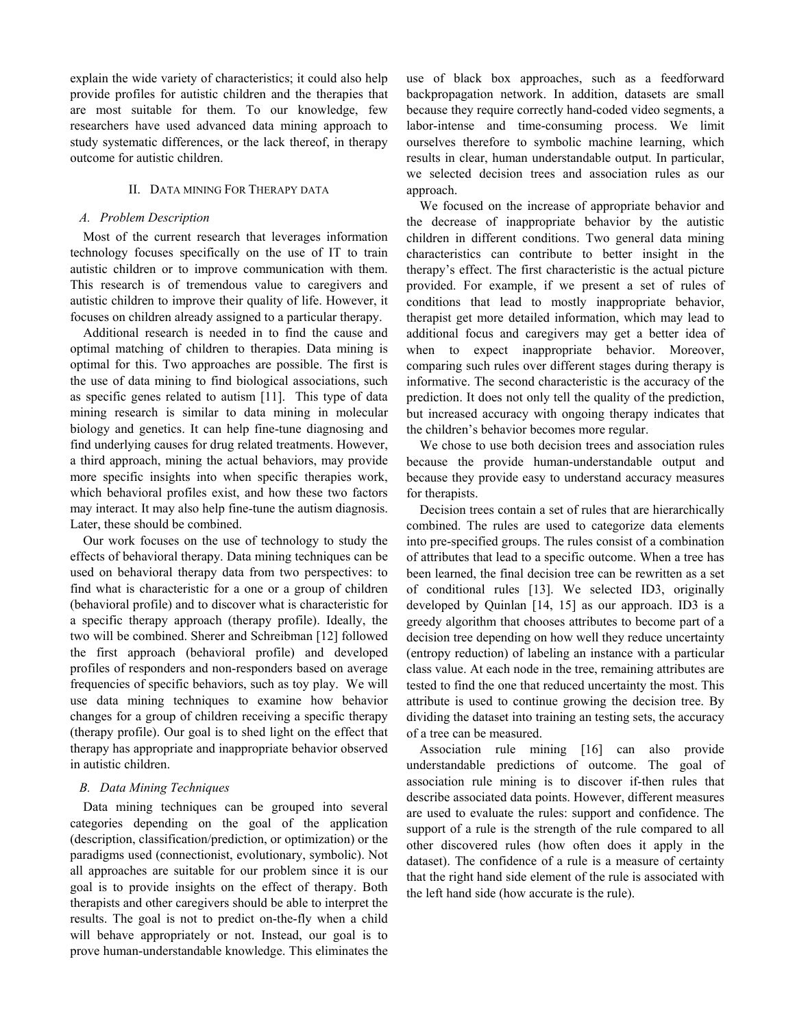explain the wide variety of characteristics; it could also help provide profiles for autistic children and the therapies that are most suitable for them. To our knowledge, few researchers have used advanced data mining approach to study systematic differences, or the lack thereof, in therapy outcome for autistic children.

## II. Data mining For Therapy data

### A. Problem Description

Most of the current research that leverages information technology focuses specifically on the use of IT to train autistic children or to improve communication with them. This research is of tremendous value to caregivers and autistic children to improve their quality of life. However, it focuses on children already assigned to a particular therapy.

Additional research is needed in to find the cause and optimal matching of children to therapies. Data mining is optimal for this. Two approaches are possible. The first is the use of data mining to find biological associations, such as specific genes related to autism [11]. This type of data mining research is similar to data mining in molecular biology and genetics. It can help fine-tune diagnosing and find underlying causes for drug related treatments. However, a third approach, mining the actual behaviors, may provide more specific insights into when specific therapies work, which behavioral profiles exist, and how these two factors may interact. It may also help fine-tune the autism diagnosis. Later, these should be combined.

Our work focuses on the use of technology to study the effects of behavioral therapy. Data mining techniques can be used on behavioral therapy data from two perspectives: to find what is characteristic for a one or a group of children (behavioral profile) and to discover what is characteristic for a specific therapy approach (therapy profile). Ideally, the two will be combined. Sherer and Schreibman [12] followed the first approach (behavioral profile) and developed profiles of responders and non-responders based on average frequencies of specific behaviors, such as toy play. We will use data mining techniques to examine how behavior changes for a group of children receiving a specific therapy (therapy profile). Our goal is to shed light on the effect that therapy has appropriate and inappropriate behavior observed in autistic children.

### B. Data Mining Techniques

Data mining techniques can be grouped into several categories depending on the goal of the application (description, classification/prediction, or optimization) or the paradigms used (connectionist, evolutionary, symbolic). Not all approaches are suitable for our problem since it is our goal is to provide insights on the effect of therapy. Both therapists and other caregivers should be able to interpret the results. The goal is not to predict on-the-fly when a child will behave appropriately or not. Instead, our goal is to prove human-understandable knowledge. This eliminates the use of black box approaches, such as a feedforward backpropagation network. In addition, datasets are small because they require correctly hand-coded video segments, a labor-intense and time-consuming process. We limit ourselves therefore to symbolic machine learning, which results in clear, human understandable output. In particular, we selected decision trees and association rules as our approach.

We focused on the increase of appropriate behavior and the decrease of inappropriate behavior by the autistic children in different conditions. Two general data mining characteristics can contribute to better insight in the therapy's effect. The first characteristic is the actual picture provided. For example, if we present a set of rules of conditions that lead to mostly inappropriate behavior, therapist get more detailed information, which may lead to additional focus and caregivers may get a better idea of when to expect inappropriate behavior. Moreover, comparing such rules over different stages during therapy is informative. The second characteristic is the accuracy of the prediction. It does not only tell the quality of the prediction, but increased accuracy with ongoing therapy indicates that the children's behavior becomes more regular.

We chose to use both decision trees and association rules because the provide human-understandable output and because they provide easy to understand accuracy measures for therapists.

Decision trees contain a set of rules that are hierarchically combined. The rules are used to categorize data elements into pre-specified groups. The rules consist of a combination of attributes that lead to a specific outcome. When a tree has been learned, the final decision tree can be rewritten as a set of conditional rules [13]. We selected ID3, originally developed by Quinlan [14, 15] as our approach. ID3 is a greedy algorithm that chooses attributes to become part of a decision tree depending on how well they reduce uncertainty (entropy reduction) of labeling an instance with a particular class value. At each node in the tree, remaining attributes are tested to find the one that reduced uncertainty the most. This attribute is used to continue growing the decision tree. By dividing the dataset into training an testing sets, the accuracy of a tree can be measured.

Association rule mining [16] can also provide understandable predictions of outcome. The goal of association rule mining is to discover if-then rules that describe associated data points. However, different measures are used to evaluate the rules: support and confidence. The support of a rule is the strength of the rule compared to all other discovered rules (how often does it apply in the dataset). The confidence of a rule is a measure of certainty that the right hand side element of the rule is associated with the left hand side (how accurate is the rule).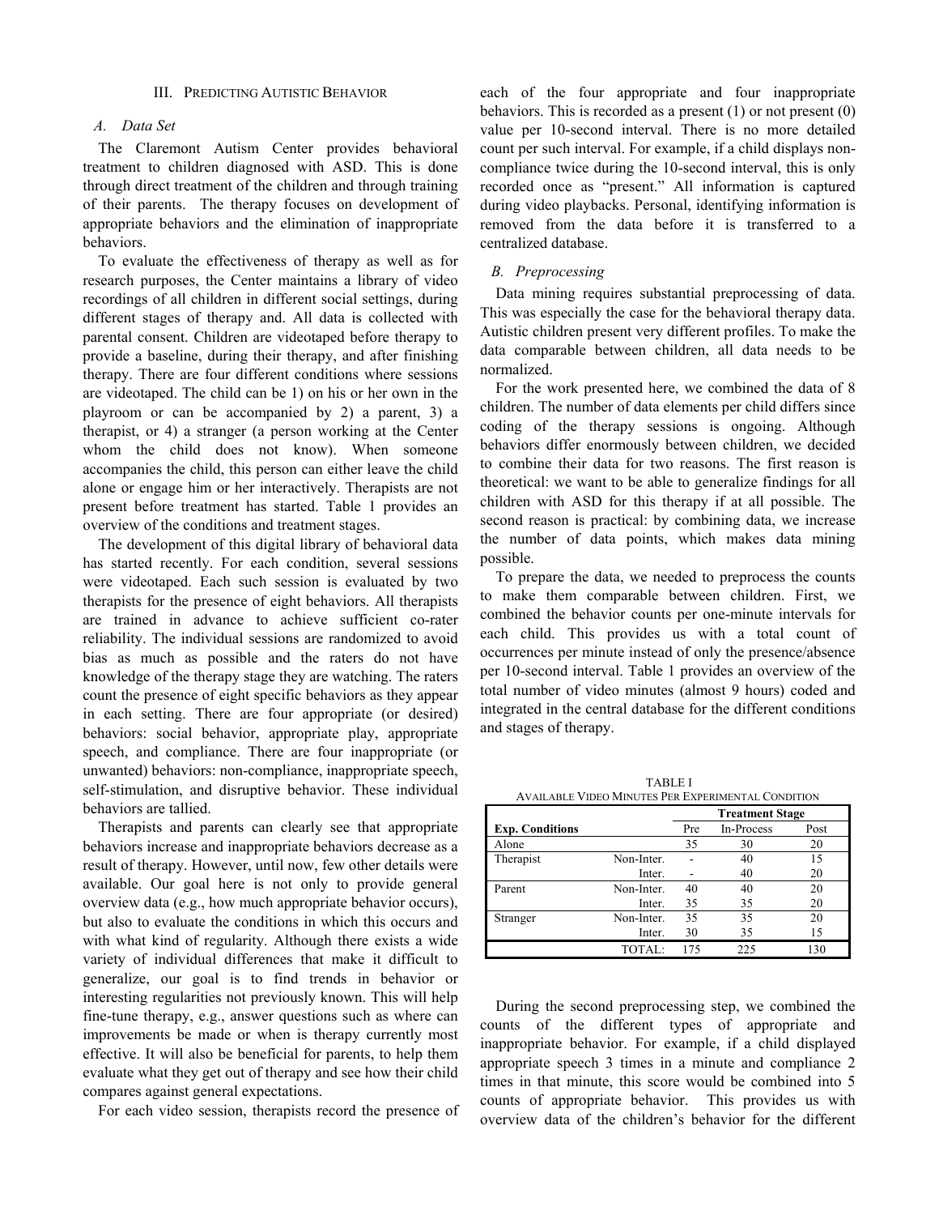## III. Predicting Autistic Behavior

### A. Data Set

The Claremont Autism Center provides behavioral treatment to children diagnosed with ASD. This is done through direct treatment of the children and through training of their parents. The therapy focuses on development of appropriate behaviors and the elimination of inappropriate behaviors.

To evaluate the effectiveness of therapy as well as for research purposes, the Center maintains a library of video recordings of all children in different social settings, during different stages of therapy and. All data is collected with parental consent. Children are videotaped before therapy to provide a baseline, during their therapy, and after finishing therapy. There are four different conditions where sessions are videotaped. The child can be 1) on his or her own in the playroom or can be accompanied by 2) a parent, 3) a therapist, or 4) a stranger (a person working at the Center whom the child does not know). When someone accompanies the child, this person can either leave the child alone or engage him or her interactively. Therapists are not present before treatment has started. Table 1 provides an overview of the conditions and treatment stages.

The development of this digital library of behavioral data has started recently. For each condition, several sessions were videotaped. Each such session is evaluated by two therapists for the presence of eight behaviors. All therapists are trained in advance to achieve sufficient co-rater reliability. The individual sessions are randomized to avoid bias as much as possible and the raters do not have knowledge of the therapy stage they are watching. The raters count the presence of eight specific behaviors as they appear in each setting. There are four appropriate (or desired) behaviors: social behavior, appropriate play, appropriate speech, and compliance. There are four inappropriate (or unwanted) behaviors: non-compliance, inappropriate speech, self-stimulation, and disruptive behavior. These individual behaviors are tallied.

Therapists and parents can clearly see that appropriate behaviors increase and inappropriate behaviors decrease as a result of therapy. However, until now, few other details were available. Our goal here is not only to provide general overview data (e.g., how much appropriate behavior occurs), but also to evaluate the conditions in which this occurs and with what kind of regularity. Although there exists a wide variety of individual differences that make it difficult to generalize, our goal is to find trends in behavior or interesting regularities not previously known. This will help fine-tune therapy, e.g., answer questions such as where can improvements be made or when is therapy currently most effective. It will also be beneficial for parents, to help them evaluate what they get out of therapy and see how their child compares against general expectations.

For each video session, therapists record the presence of each of the four appropriate and four inappropriate behaviors. This is recorded as a present (1) or not present (0) value per 10-second interval. There is no more detailed count per such interval. For example, if a child displays non-compliance twice during the 10-second interval, this is only recorded once as "present." All information is captured during video playbacks. Personal, identifying information is removed from the data before it is transferred to a centralized database.

### B. Preprocessing

Data mining requires substantial preprocessing of data. This was especially the case for the behavioral therapy data. Autistic children present very different profiles. To make the data comparable between children, all data needs to be normalized.

For the work presented here, we combined the data of 8 children. The number of data elements per child differs since coding of the therapy sessions is ongoing. Although behaviors differ enormously between children, we decided to combine their data for two reasons. The first reason is theoretical: we want to be able to generalize findings for all children with ASD for this therapy if at all possible. The second reason is practical: by combining data, we increase the number of data points, which makes data mining possible.

To prepare the data, we needed to preprocess the counts to make them comparable between children. First, we combined the behavior counts per one-minute intervals for each child. This provides us with a total count of occurrences per minute instead of only the presence/absence per 10-second interval. Table 1 provides an overview of the total number of video minutes (almost 9 hours) coded and integrated in the central database for the different conditions and stages of therapy.

TABLE I
Available Video Minutes Per Experimental Condition

| | | **Treatment Stage** | | |
|---|---|---|---|---|
| **Exp. Conditions** | | Pre | In-Process | Post |
| Alone | | 35 | 30 | 20 |
| Therapist | Non-Inter. | - | 40 | 15 |
| | Inter. | - | 40 | 20 |
| Parent | Non-Inter. | 40 | 40 | 20 |
| | Inter. | 35 | 35 | 20 |
| Stranger | Non-Inter. | 35 | 35 | 20 |
| | Inter. | 30 | 35 | 15 |
| | TOTAL: | 175 | 225 | 130 |

During the second preprocessing step, we combined the counts of the different types of appropriate and inappropriate behavior. For example, if a child displayed appropriate speech 3 times in a minute and compliance 2 times in that minute, this score would be combined into 5 counts of appropriate behavior. This provides us with overview data of the children's behavior for the different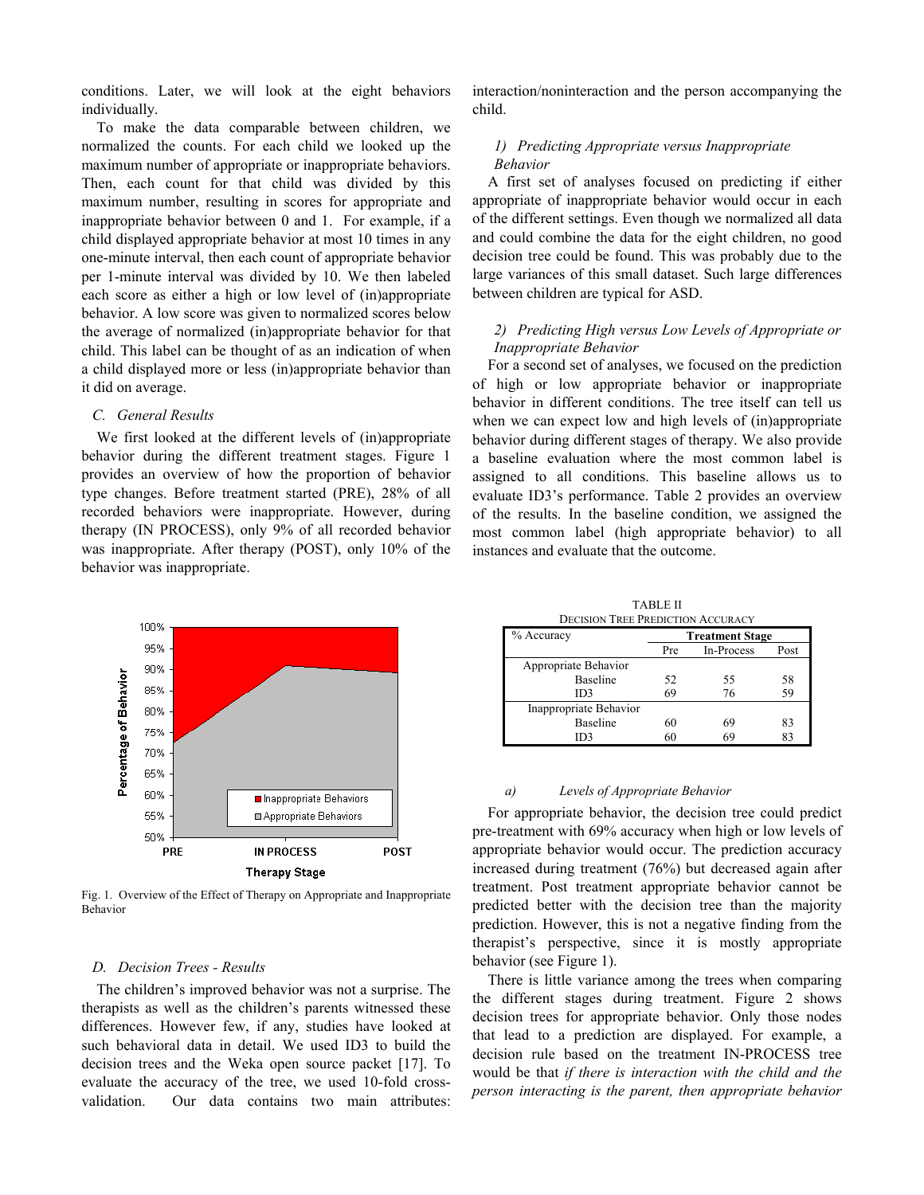conditions. Later, we will look at the eight behaviors individually.

To make the data comparable between children, we normalized the counts. For each child we looked up the maximum number of appropriate or inappropriate behaviors. Then, each count for that child was divided by this maximum number, resulting in scores for appropriate and inappropriate behavior between 0 and 1. For example, if a child displayed appropriate behavior at most 10 times in any one-minute interval, then each count of appropriate behavior per 1-minute interval was divided by 10. We then labeled each score as either a high or low level of (in)appropriate behavior. A low score was given to normalized scores below the average of normalized (in)appropriate behavior for that child. This label can be thought of as an indication of when a child displayed more or less (in)appropriate behavior than it did on average.

### C. General Results

We first looked at the different levels of (in)appropriate behavior during the different treatment stages. Figure 1 provides an overview of how the proportion of behavior type changes. Before treatment started (PRE), 28% of all recorded behaviors were inappropriate. However, during therapy (IN PROCESS), only 9% of all recorded behavior was inappropriate. After therapy (POST), only 10% of the behavior was inappropriate.

Fig. 1. Overview of the Effect of Therapy on Appropriate and Inappropriate Behavior

### D. Decision Trees - Results

The children's improved behavior was not a surprise. The therapists as well as the children's parents witnessed these differences. However few, if any, studies have looked at such behavioral data in detail. We used ID3 to build the decision trees and the Weka open source packet [17]. To evaluate the accuracy of the tree, we used 10-fold cross-validation. Our data contains two main attributes: interaction/noninteraction and the person accompanying the child.

#### 1) Predicting Appropriate versus Inappropriate Behavior

A first set of analyses focused on predicting if either appropriate of inappropriate behavior would occur in each of the different settings. Even though we normalized all data and could combine the data for the eight children, no good decision tree could be found. This was probably due to the large variances of this small dataset. Such large differences between children are typical for ASD.

#### 2) Predicting High versus Low Levels of Appropriate or Inappropriate Behavior

For a second set of analyses, we focused on the prediction of high or low appropriate behavior or inappropriate behavior in different conditions. The tree itself can tell us when we can expect low and high levels of (in)appropriate behavior during different stages of therapy. We also provide a baseline evaluation where the most common label is assigned to all conditions. This baseline allows us to evaluate ID3's performance. Table 2 provides an overview of the results. In the baseline condition, we assigned the most common label (high appropriate behavior) to all instances and evaluate that the outcome.

TABLE II
DECISION TREE PREDICTION ACCURACY

| % Accuracy | Treatment Stage | | |
|---|---|---|---|
| | Pre | In-Process | Post |
| Appropriate Behavior | | | |
| Baseline | 52 | 55 | 58 |
| ID3 | 69 | 76 | 59 |
| Inappropriate Behavior | | | |
| Baseline | 60 | 69 | 83 |
| ID3 | 60 | 69 | 83 |

##### a) Levels of Appropriate Behavior

For appropriate behavior, the decision tree could predict pre-treatment with 69% accuracy when high or low levels of appropriate behavior would occur. The prediction accuracy increased during treatment (76%) but decreased again after treatment. Post treatment appropriate behavior cannot be predicted better with the decision tree than the majority prediction. However, this is not a negative finding from the therapist's perspective, since it is mostly appropriate behavior (see Figure 1).

There is little variance among the trees when comparing the different stages during treatment. Figure 2 shows decision trees for appropriate behavior. Only those nodes that lead to a prediction are displayed. For example, a decision rule based on the treatment IN-PROCESS tree would be that *if there is interaction with the child and the person interacting is the parent, then appropriate behavior*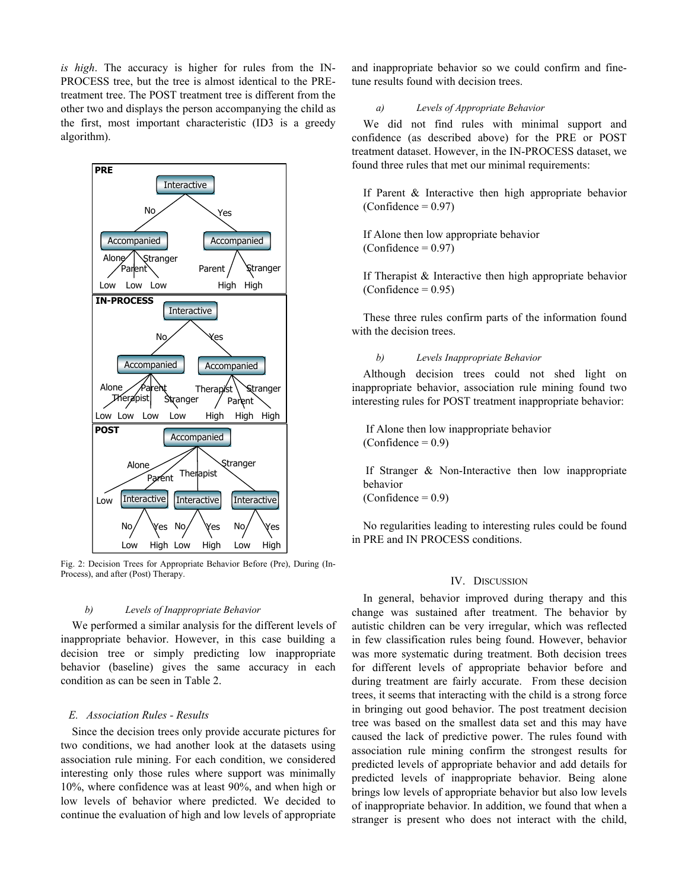*is high*. The accuracy is higher for rules from the IN-PROCESS tree, but the tree is almost identical to the PRE-treatment tree. The POST treatment tree is different from the other two and displays the person accompanying the child as the first, most important characteristic (ID3 is a greedy algorithm).

Fig. 2: Decision Trees for Appropriate Behavior Before (Pre), During (In-Process), and after (Post) Therapy.

*b) Levels of Inappropriate Behavior*

We performed a similar analysis for the different levels of inappropriate behavior. However, in this case building a decision tree or simply predicting low inappropriate behavior (baseline) gives the same accuracy in each condition as can be seen in Table 2.

### *E. Association Rules - Results*

Since the decision trees only provide accurate pictures for two conditions, we had another look at the datasets using association rule mining. For each condition, we considered interesting only those rules where support was minimally 10%, where confidence was at least 90%, and when high or low levels of behavior where predicted. We decided to continue the evaluation of high and low levels of appropriate and inappropriate behavior so we could confirm and fine-tune results found with decision trees.

*a) Levels of Appropriate Behavior*

We did not find rules with minimal support and confidence (as described above) for the PRE or POST treatment dataset. However, in the IN-PROCESS dataset, we found three rules that met our minimal requirements:

If Parent & Interactive then high appropriate behavior (Confidence = 0.97)

If Alone then low appropriate behavior (Confidence = 0.97)

If Therapist & Interactive then high appropriate behavior (Confidence = 0.95)

These three rules confirm parts of the information found with the decision trees.

*b) Levels Inappropriate Behavior*

Although decision trees could not shed light on inappropriate behavior, association rule mining found two interesting rules for POST treatment inappropriate behavior:

If Alone then low inappropriate behavior (Confidence = 0.9)

If Stranger & Non-Interactive then low inappropriate behavior (Confidence = 0.9)

No regularities leading to interesting rules could be found in PRE and IN PROCESS conditions.

## IV. Discussion

In general, behavior improved during therapy and this change was sustained after treatment. The behavior by autistic children can be very irregular, which was reflected in few classification rules being found. However, behavior was more systematic during treatment. Both decision trees for different levels of appropriate behavior before and during treatment are fairly accurate. From these decision trees, it seems that interacting with the child is a strong force in bringing out good behavior. The post treatment decision tree was based on the smallest data set and this may have caused the lack of predictive power. The rules found with association rule mining confirm the strongest results for predicted levels of appropriate behavior and add details for predicted levels of inappropriate behavior. Being alone brings low levels of appropriate behavior but also low levels of inappropriate behavior. In addition, we found that when a stranger is present who does not interact with the child,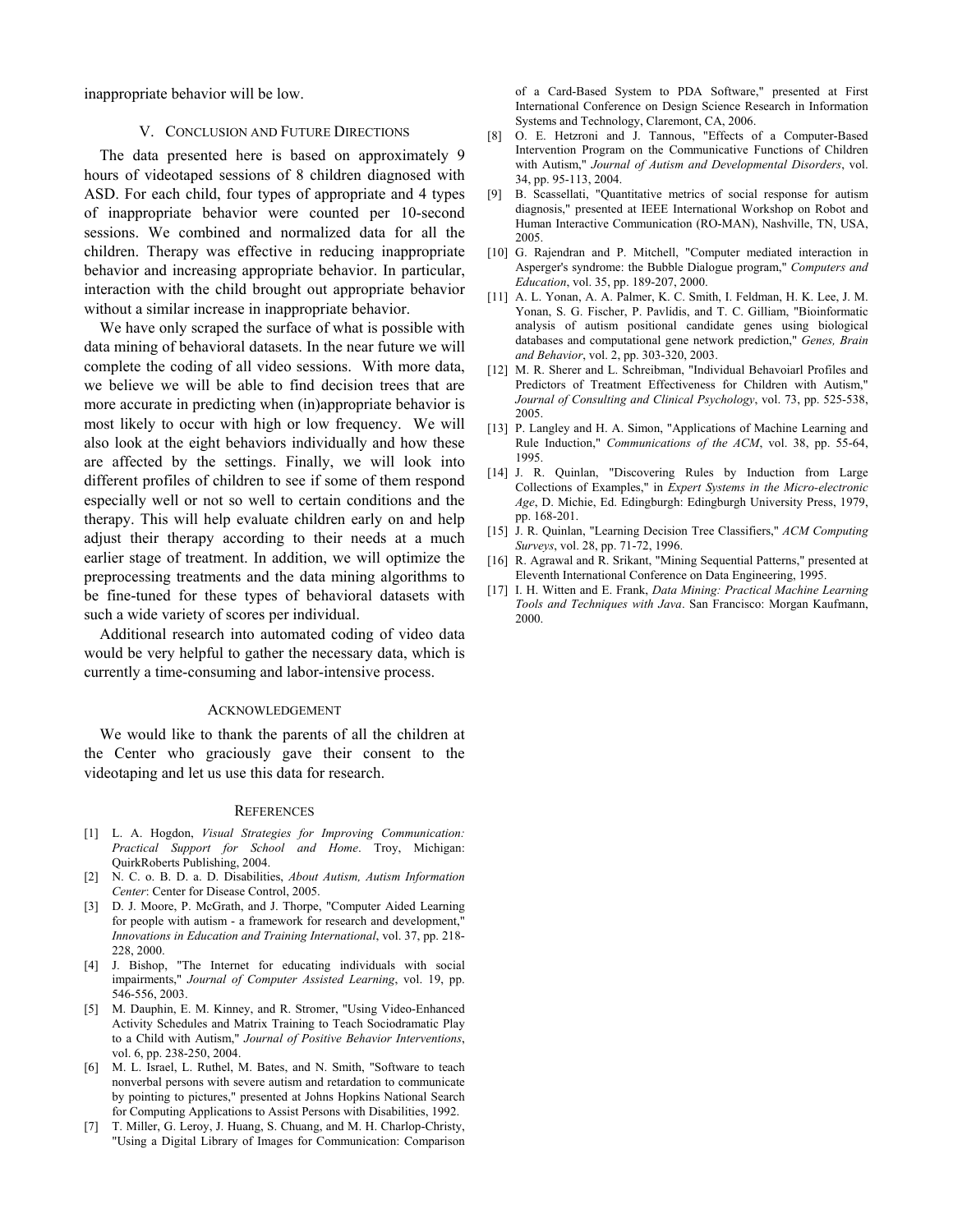inappropriate behavior will be low.

## V. Conclusion and Future Directions

The data presented here is based on approximately 9 hours of videotaped sessions of 8 children diagnosed with ASD. For each child, four types of appropriate and 4 types of inappropriate behavior were counted per 10-second sessions. We combined and normalized data for all the children. Therapy was effective in reducing inappropriate behavior and increasing appropriate behavior. In particular, interaction with the child brought out appropriate behavior without a similar increase in inappropriate behavior.

We have only scraped the surface of what is possible with data mining of behavioral datasets. In the near future we will complete the coding of all video sessions. With more data, we believe we will be able to find decision trees that are more accurate in predicting when (in)appropriate behavior is most likely to occur with high or low frequency. We will also look at the eight behaviors individually and how these are affected by the settings. Finally, we will look into different profiles of children to see if some of them respond especially well or not so well to certain conditions and the therapy. This will help evaluate children early on and help adjust their therapy according to their needs at a much earlier stage of treatment. In addition, we will optimize the preprocessing treatments and the data mining algorithms to be fine-tuned for these types of behavioral datasets with such a wide variety of scores per individual.

Additional research into automated coding of video data would be very helpful to gather the necessary data, which is currently a time-consuming and labor-intensive process.

## Acknowledgement

We would like to thank the parents of all the children at the Center who graciously gave their consent to the videotaping and let us use this data for research.

## References

[1] L. A. Hogdon, *Visual Strategies for Improving Communication: Practical Support for School and Home*. Troy, Michigan: QuirkRoberts Publishing, 2004.

[2] N. C. o. B. D. a. D. Disabilities, *About Autism, Autism Information Center*: Center for Disease Control, 2005.

[3] D. J. Moore, P. McGrath, and J. Thorpe, "Computer Aided Learning for people with autism - a framework for research and development," *Innovations in Education and Training International*, vol. 37, pp. 218-228, 2000.

[4] J. Bishop, "The Internet for educating individuals with social impairments," *Journal of Computer Assisted Learning*, vol. 19, pp. 546-556, 2003.

[5] M. Dauphin, E. M. Kinney, and R. Stromer, "Using Video-Enhanced Activity Schedules and Matrix Training to Teach Sociodramatic Play to a Child with Autism," *Journal of Positive Behavior Interventions*, vol. 6, pp. 238-250, 2004.

[6] M. L. Israel, L. Ruthel, M. Bates, and N. Smith, "Software to teach nonverbal persons with severe autism and retardation to communicate by pointing to pictures," presented at Johns Hopkins National Search for Computing Applications to Assist Persons with Disabilities, 1992.

[7] T. Miller, G. Leroy, J. Huang, S. Chuang, and M. H. Charlop-Christy, "Using a Digital Library of Images for Communication: Comparison of a Card-Based System to PDA Software," presented at First International Conference on Design Science Research in Information Systems and Technology, Claremont, CA, 2006.

[8] O. E. Hetzroni and J. Tannous, "Effects of a Computer-Based Intervention Program on the Communicative Functions of Children with Autism," *Journal of Autism and Developmental Disorders*, vol. 34, pp. 95-113, 2004.

[9] B. Scassellati, "Quantitative metrics of social response for autism diagnosis," presented at IEEE International Workshop on Robot and Human Interactive Communication (RO-MAN), Nashville, TN, USA, 2005.

[10] G. Rajendran and P. Mitchell, "Computer mediated interaction in Asperger's syndrome: the Bubble Dialogue program," *Computers and Education*, vol. 35, pp. 189-207, 2000.

[11] A. L. Yonan, A. A. Palmer, K. C. Smith, I. Feldman, H. K. Lee, J. M. Yonan, S. G. Fischer, P. Pavlidis, and T. C. Gilliam, "Bioinformatic analysis of autism positional candidate genes using biological databases and computational gene network prediction," *Genes, Brain and Behavior*, vol. 2, pp. 303-320, 2003.

[12] M. R. Sherer and L. Schreibman, "Individual Behavoiarl Profiles and Predictors of Treatment Effectiveness for Children with Autism," *Journal of Consulting and Clinical Psychology*, vol. 73, pp. 525-538, 2005.

[13] P. Langley and H. A. Simon, "Applications of Machine Learning and Rule Induction," *Communications of the ACM*, vol. 38, pp. 55-64, 1995.

[14] J. R. Quinlan, "Discovering Rules by Induction from Large Collections of Examples," in *Expert Systems in the Micro-electronic Age*, D. Michie, Ed. Edingburgh: Edingburgh University Press, 1979, pp. 168-201.

[15] J. R. Quinlan, "Learning Decision Tree Classifiers," *ACM Computing Surveys*, vol. 28, pp. 71-72, 1996.

[16] R. Agrawal and R. Srikant, "Mining Sequential Patterns," presented at Eleventh International Conference on Data Engineering, 1995.

[17] I. H. Witten and E. Frank, *Data Mining: Practical Machine Learning Tools and Techniques with Java*. San Francisco: Morgan Kaufmann, 2000.